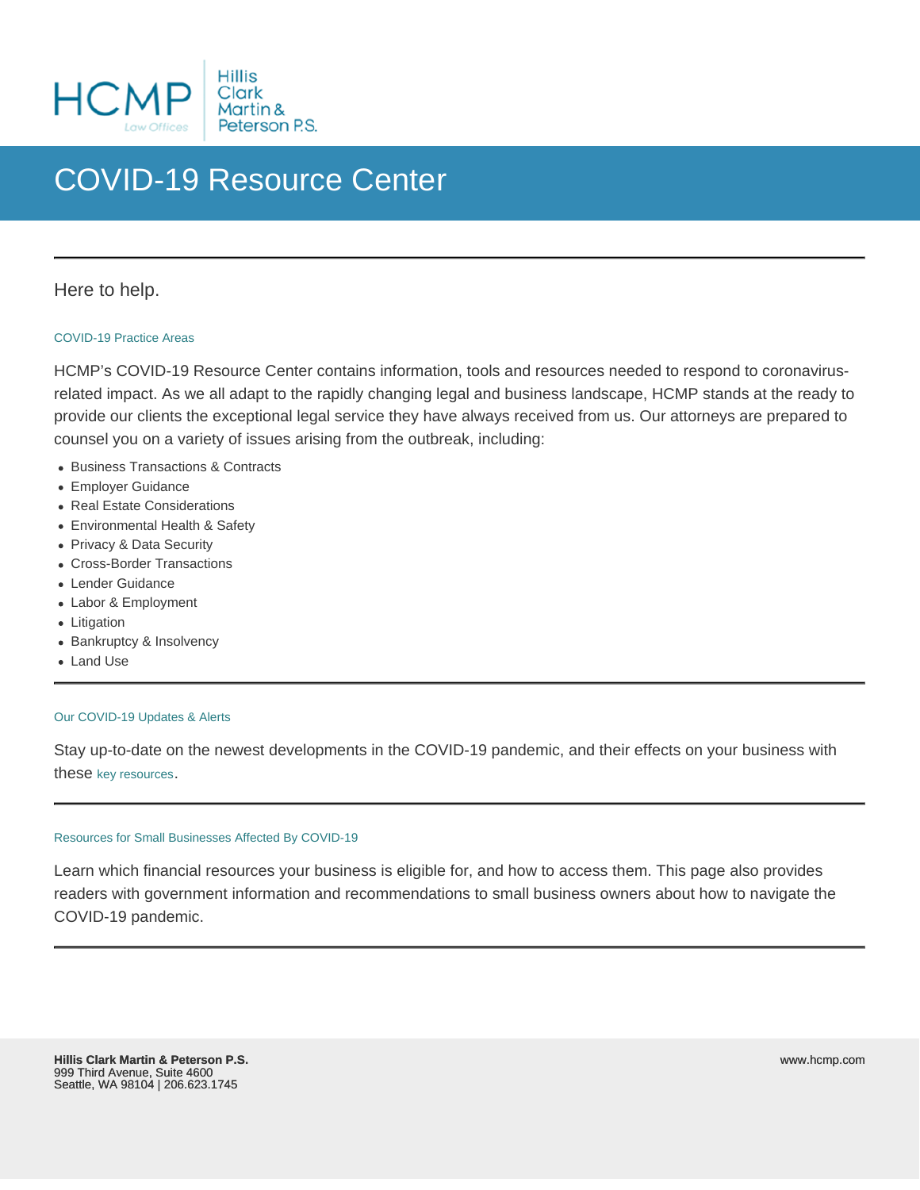HCMP Law Offices | Hillis Clark Martin & Peterson P.S.

# COVID-19 Resource Center

Here to help.

### COVID-19 Practice Areas

HCMP's COVID-19 Resource Center contains information, tools and resources needed to respond to coronavirus-related impact. As we all adapt to the rapidly changing legal and business landscape, HCMP stands at the ready to provide our clients the exceptional legal service they have always received from us. Our attorneys are prepared to counsel you on a variety of issues arising from the outbreak, including:

- Business Transactions & Contracts
- Employer Guidance
- Real Estate Considerations
- Environmental Health & Safety
- Privacy & Data Security
- Cross-Border Transactions
- Lender Guidance
- Labor & Employment
- Litigation
- Bankruptcy & Insolvency
- Land Use

---

### Our COVID-19 Updates & Alerts

Stay up-to-date on the newest developments in the COVID-19 pandemic, and their effects on your business with these key resources.

---

### Resources for Small Businesses Affected By COVID-19

Learn which financial resources your business is eligible for, and how to access them. This page also provides readers with government information and recommendations to small business owners about how to navigate the COVID-19 pandemic.

---

**Hillis Clark Martin & Peterson P.S.**
999 Third Avenue, Suite 4600
Seattle, WA 98104 | 206.623.1745

www.hcmp.com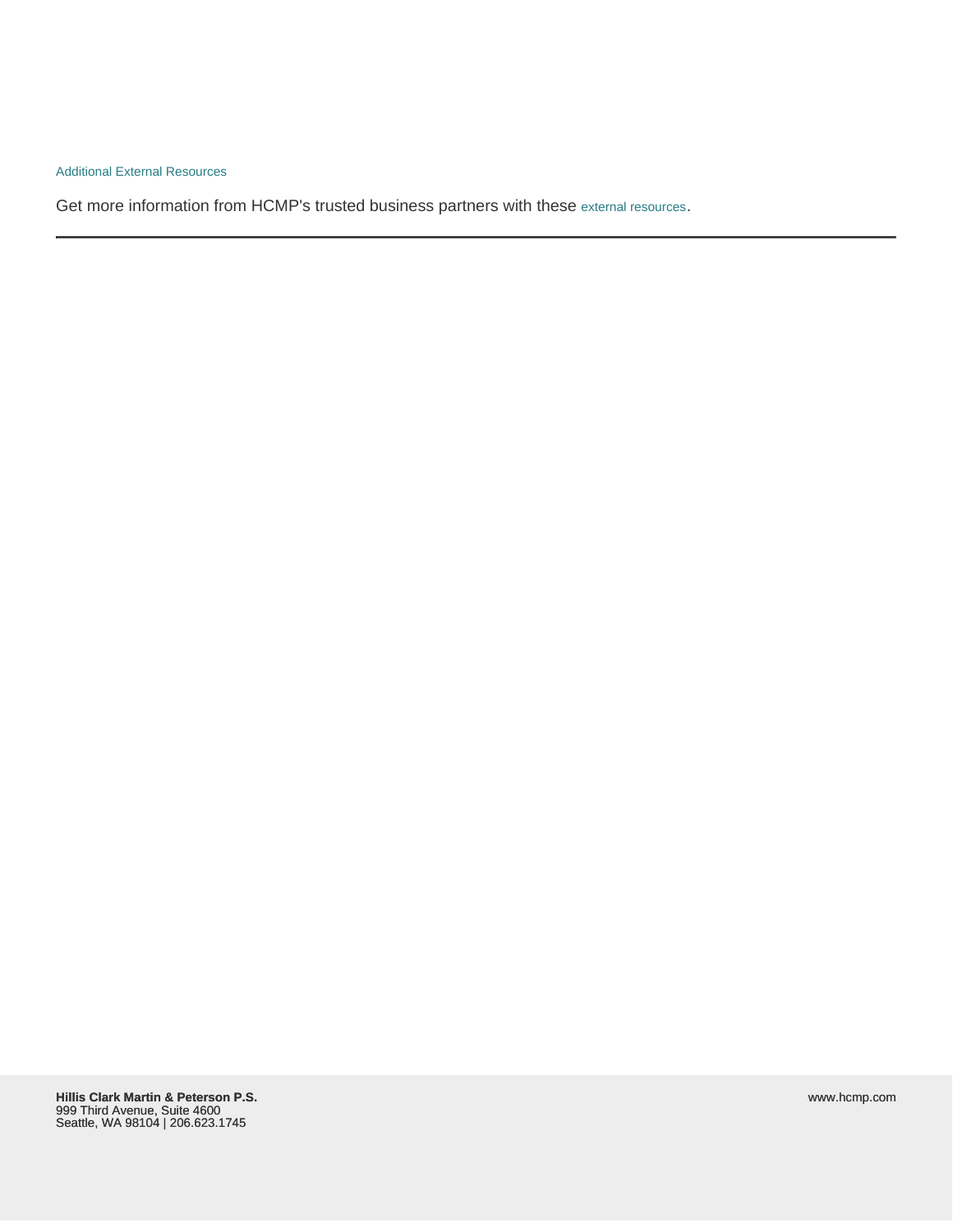Additional External Resources

Get more information from HCMP's trusted business partners with these external resources.

---

**Hillis Clark Martin & Peterson P.S.**
999 Third Avenue, Suite 4600
Seattle, WA 98104 | 206.623.1745

www.hcmp.com